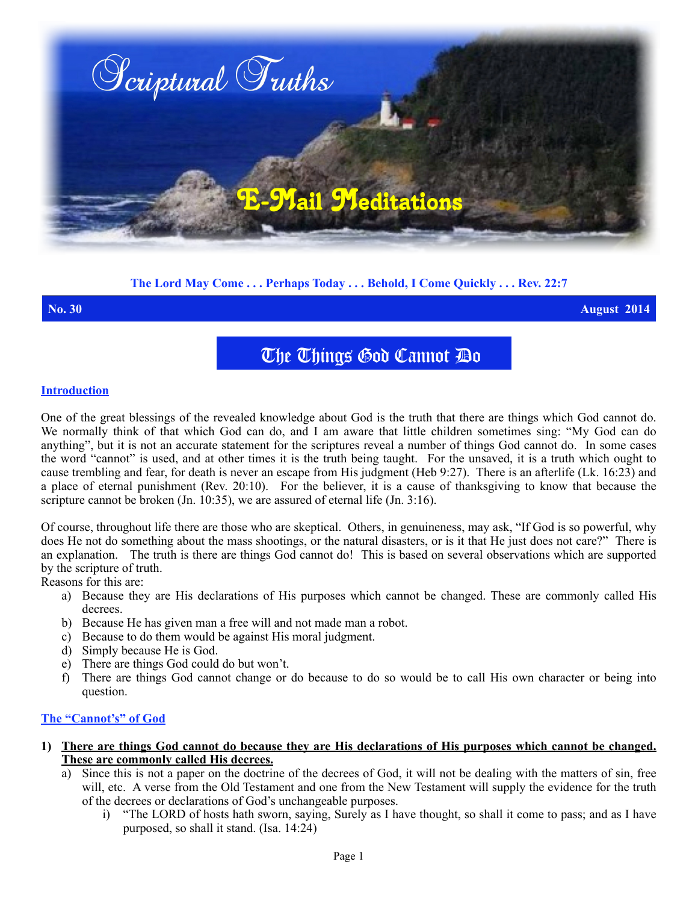# Scriptural Truths

## E-Mail Meditations

**The Lord May Come . . . Perhaps Today . . . Behold, I Come Quickly . . . Rev. 22:7**

**No. 30** **August 2014**

# The Things God Cannot Do

**Introduction**

One of the great blessings of the revealed knowledge about God is the truth that there are things which God cannot do. We normally think of that which God can do, and I am aware that little children sometimes sing: "My God can do anything", but it is not an accurate statement for the scriptures reveal a number of things God cannot do. In some cases the word "cannot" is used, and at other times it is the truth being taught. For the unsaved, it is a truth which ought to cause trembling and fear, for death is never an escape from His judgment (Heb 9:27). There is an afterlife (Lk. 16:23) and a place of eternal punishment (Rev. 20:10). For the believer, it is a cause of thanksgiving to know that because the scripture cannot be broken (Jn. 10:35), we are assured of eternal life (Jn. 3:16).

Of course, throughout life there are those who are skeptical. Others, in genuineness, may ask, "If God is so powerful, why does He not do something about the mass shootings, or the natural disasters, or is it that He just does not care?" There is an explanation. The truth is there are things God cannot do! This is based on several observations which are supported by the scripture of truth.

Reasons for this are:

a) Because they are His declarations of His purposes which cannot be changed. These are commonly called His decrees.
b) Because He has given man a free will and not made man a robot.
c) Because to do them would be against His moral judgment.
d) Simply because He is God.
e) There are things God could do but won't.
f) There are things God cannot change or do because to do so would be to call His own character or being into question.

**The "Cannot's" of God**

1) **There are things God cannot do because they are His declarations of His purposes which cannot be changed. These are commonly called His decrees.**
   a) Since this is not a paper on the doctrine of the decrees of God, it will not be dealing with the matters of sin, free will, etc. A verse from the Old Testament and one from the New Testament will supply the evidence for the truth of the decrees or declarations of God's unchangeable purposes.
      i) "The LORD of hosts hath sworn, saying, Surely as I have thought, so shall it come to pass; and as I have purposed, so shall it stand. (Isa. 14:24)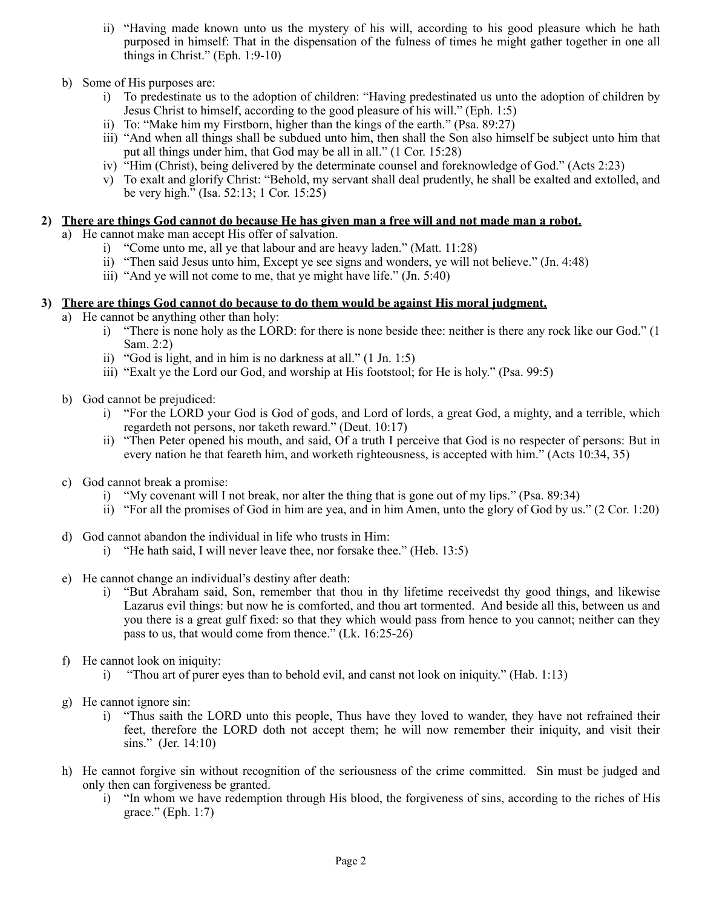ii) "Having made known unto us the mystery of his will, according to his good pleasure which he hath purposed in himself: That in the dispensation of the fulness of times he might gather together in one all things in Christ." (Eph. 1:9-10)

b) Some of His purposes are:
   i) To predestinate us to the adoption of children: "Having predestinated us unto the adoption of children by Jesus Christ to himself, according to the good pleasure of his will." (Eph. 1:5)
   ii) To: "Make him my Firstborn, higher than the kings of the earth." (Psa. 89:27)
   iii) "And when all things shall be subdued unto him, then shall the Son also himself be subject unto him that put all things under him, that God may be all in all." (1 Cor. 15:28)
   iv) "Him (Christ), being delivered by the determinate counsel and foreknowledge of God." (Acts 2:23)
   v) To exalt and glorify Christ: "Behold, my servant shall deal prudently, he shall be exalted and extolled, and be very high." (Isa. 52:13; 1 Cor. 15:25)

**2) <u>There are things God cannot do because He has given man a free will and not made man a robot.</u>**

a) He cannot make man accept His offer of salvation.
   i) "Come unto me, all ye that labour and are heavy laden." (Matt. 11:28)
   ii) "Then said Jesus unto him, Except ye see signs and wonders, ye will not believe." (Jn. 4:48)
   iii) "And ye will not come to me, that ye might have life." (Jn. 5:40)

**3) <u>There are things God cannot do because to do them would be against His moral judgment.</u>**

a) He cannot be anything other than holy:
   i) "There is none holy as the LORD: for there is none beside thee: neither is there any rock like our God." (1 Sam. 2:2)
   ii) "God is light, and in him is no darkness at all." (1 Jn. 1:5)
   iii) "Exalt ye the Lord our God, and worship at His footstool; for He is holy." (Psa. 99:5)

b) God cannot be prejudiced:
   i) "For the LORD your God is God of gods, and Lord of lords, a great God, a mighty, and a terrible, which regardeth not persons, nor taketh reward." (Deut. 10:17)
   ii) "Then Peter opened his mouth, and said, Of a truth I perceive that God is no respecter of persons: But in every nation he that feareth him, and worketh righteousness, is accepted with him." (Acts 10:34, 35)

c) God cannot break a promise:
   i) "My covenant will I not break, nor alter the thing that is gone out of my lips." (Psa. 89:34)
   ii) "For all the promises of God in him are yea, and in him Amen, unto the glory of God by us." (2 Cor. 1:20)

d) God cannot abandon the individual in life who trusts in Him:
   i) "He hath said, I will never leave thee, nor forsake thee." (Heb. 13:5)

e) He cannot change an individual's destiny after death:
   i) "But Abraham said, Son, remember that thou in thy lifetime receivedst thy good things, and likewise Lazarus evil things: but now he is comforted, and thou art tormented. And beside all this, between us and you there is a great gulf fixed: so that they which would pass from hence to you cannot; neither can they pass to us, that would come from thence." (Lk. 16:25-26)

f) He cannot look on iniquity:
   i) "Thou art of purer eyes than to behold evil, and canst not look on iniquity." (Hab. 1:13)

g) He cannot ignore sin:
   i) "Thus saith the LORD unto this people, Thus have they loved to wander, they have not refrained their feet, therefore the LORD doth not accept them; he will now remember their iniquity, and visit their sins." (Jer. 14:10)

h) He cannot forgive sin without recognition of the seriousness of the crime committed. Sin must be judged and only then can forgiveness be granted.
   i) "In whom we have redemption through His blood, the forgiveness of sins, according to the riches of His grace." (Eph. 1:7)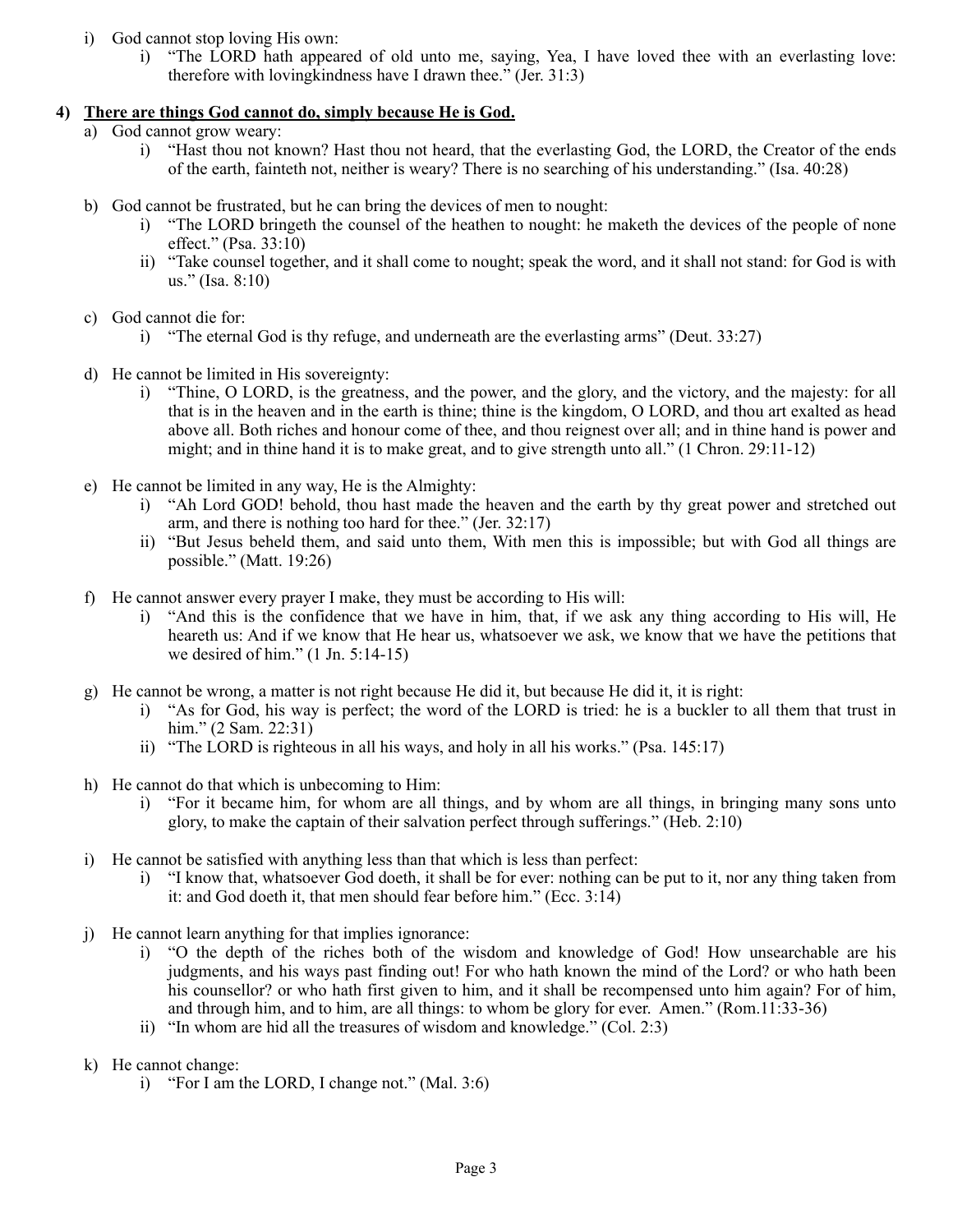i) God cannot stop loving His own:
    i) "The LORD hath appeared of old unto me, saying, Yea, I have loved thee with an everlasting love: therefore with lovingkindness have I drawn thee." (Jer. 31:3)

**4) <u>There are things God cannot do, simply because He is God.</u>**

a) God cannot grow weary:
    i) "Hast thou not known? Hast thou not heard, that the everlasting God, the LORD, the Creator of the ends of the earth, fainteth not, neither is weary? There is no searching of his understanding." (Isa. 40:28)

b) God cannot be frustrated, but he can bring the devices of men to nought:
    i) "The LORD bringeth the counsel of the heathen to nought: he maketh the devices of the people of none effect." (Psa. 33:10)
    ii) "Take counsel together, and it shall come to nought; speak the word, and it shall not stand: for God is with us." (Isa. 8:10)

c) God cannot die for:
    i) "The eternal God is thy refuge, and underneath are the everlasting arms" (Deut. 33:27)

d) He cannot be limited in His sovereignty:
    i) "Thine, O LORD, is the greatness, and the power, and the glory, and the victory, and the majesty: for all that is in the heaven and in the earth is thine; thine is the kingdom, O LORD, and thou art exalted as head above all. Both riches and honour come of thee, and thou reignest over all; and in thine hand is power and might; and in thine hand it is to make great, and to give strength unto all." (1 Chron. 29:11-12)

e) He cannot be limited in any way, He is the Almighty:
    i) "Ah Lord GOD! behold, thou hast made the heaven and the earth by thy great power and stretched out arm, and there is nothing too hard for thee." (Jer. 32:17)
    ii) "But Jesus beheld them, and said unto them, With men this is impossible; but with God all things are possible." (Matt. 19:26)

f) He cannot answer every prayer I make, they must be according to His will:
    i) "And this is the confidence that we have in him, that, if we ask any thing according to His will, He heareth us: And if we know that He hear us, whatsoever we ask, we know that we have the petitions that we desired of him." (1 Jn. 5:14-15)

g) He cannot be wrong, a matter is not right because He did it, but because He did it, it is right:
    i) "As for God, his way is perfect; the word of the LORD is tried: he is a buckler to all them that trust in him." (2 Sam. 22:31)
    ii) "The LORD is righteous in all his ways, and holy in all his works." (Psa. 145:17)

h) He cannot do that which is unbecoming to Him:
    i) "For it became him, for whom are all things, and by whom are all things, in bringing many sons unto glory, to make the captain of their salvation perfect through sufferings." (Heb. 2:10)

i) He cannot be satisfied with anything less than that which is less than perfect:
    i) "I know that, whatsoever God doeth, it shall be for ever: nothing can be put to it, nor any thing taken from it: and God doeth it, that men should fear before him." (Ecc. 3:14)

j) He cannot learn anything for that implies ignorance:
    i) "O the depth of the riches both of the wisdom and knowledge of God! How unsearchable are his judgments, and his ways past finding out! For who hath known the mind of the Lord? or who hath been his counsellor? or who hath first given to him, and it shall be recompensed unto him again? For of him, and through him, and to him, are all things: to whom be glory for ever. Amen." (Rom.11:33-36)
    ii) "In whom are hid all the treasures of wisdom and knowledge." (Col. 2:3)

k) He cannot change:
    i) "For I am the LORD, I change not." (Mal. 3:6)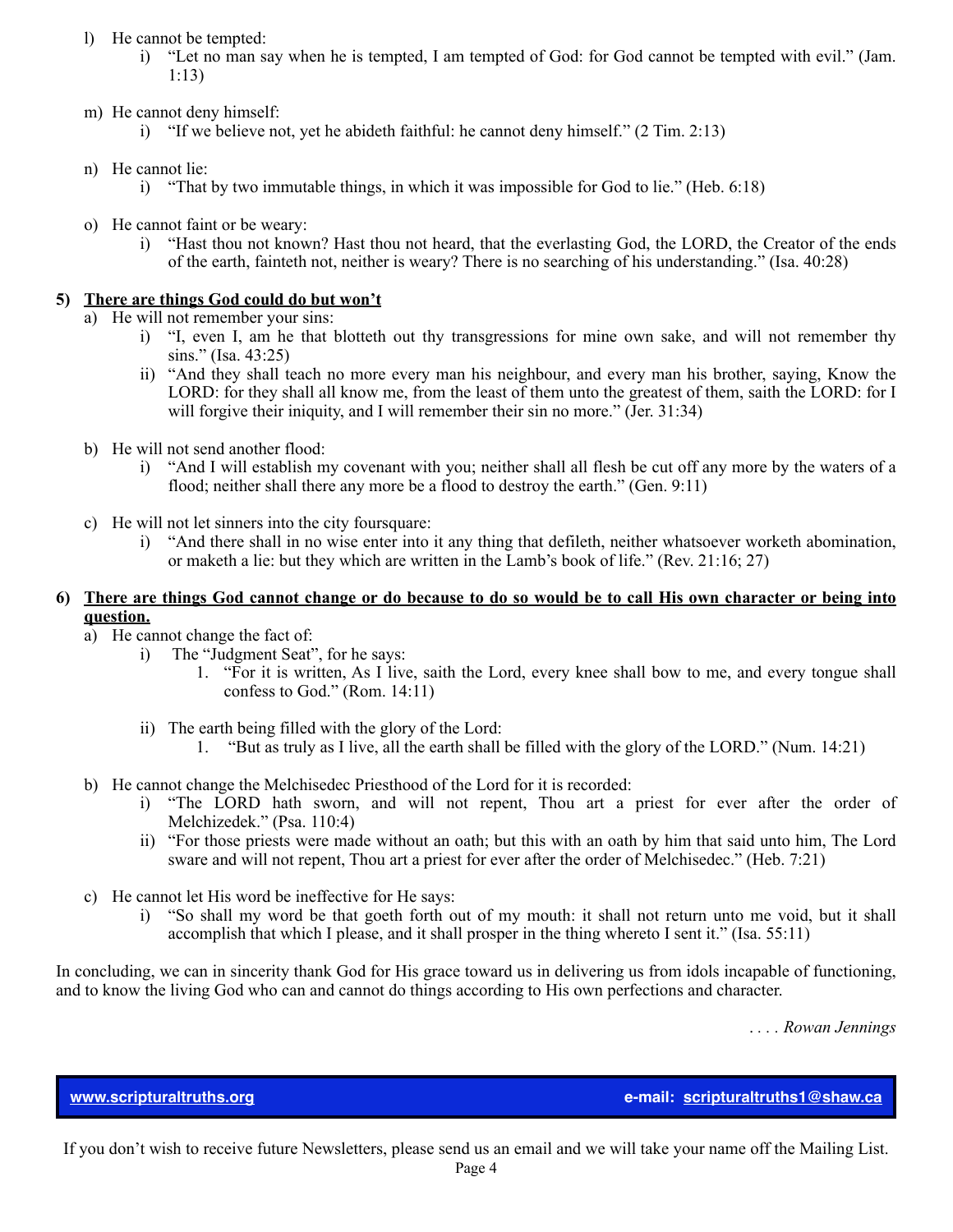l) He cannot be tempted:
   i) "Let no man say when he is tempted, I am tempted of God: for God cannot be tempted with evil." (Jam. 1:13)

m) He cannot deny himself:
   i) "If we believe not, yet he abideth faithful: he cannot deny himself." (2 Tim. 2:13)

n) He cannot lie:
   i) "That by two immutable things, in which it was impossible for God to lie." (Heb. 6:18)

o) He cannot faint or be weary:
   i) "Hast thou not known? Hast thou not heard, that the everlasting God, the LORD, the Creator of the ends of the earth, fainteth not, neither is weary? There is no searching of his understanding." (Isa. 40:28)

**5) <u>There are things God could do but won't</u>**

a) He will not remember your sins:
   i) "I, even I, am he that blotteth out thy transgressions for mine own sake, and will not remember thy sins." (Isa. 43:25)
   ii) "And they shall teach no more every man his neighbour, and every man his brother, saying, Know the LORD: for they shall all know me, from the least of them unto the greatest of them, saith the LORD: for I will forgive their iniquity, and I will remember their sin no more." (Jer. 31:34)

b) He will not send another flood:
   i) "And I will establish my covenant with you; neither shall all flesh be cut off any more by the waters of a flood; neither shall there any more be a flood to destroy the earth." (Gen. 9:11)

c) He will not let sinners into the city foursquare:
   i) "And there shall in no wise enter into it any thing that defileth, neither whatsoever worketh abomination, or maketh a lie: but they which are written in the Lamb's book of life." (Rev. 21:16; 27)

**6) <u>There are things God cannot change or do because to do so would be to call His own character or being into question.</u>**

a) He cannot change the fact of:
   i) The "Judgment Seat", for he says:
      1. "For it is written, As I live, saith the Lord, every knee shall bow to me, and every tongue shall confess to God." (Rom. 14:11)

   ii) The earth being filled with the glory of the Lord:
      1. "But as truly as I live, all the earth shall be filled with the glory of the LORD." (Num. 14:21)

b) He cannot change the Melchisedec Priesthood of the Lord for it is recorded:
   i) "The LORD hath sworn, and will not repent, Thou art a priest for ever after the order of Melchizedek." (Psa. 110:4)
   ii) "For those priests were made without an oath; but this with an oath by him that said unto him, The Lord sware and will not repent, Thou art a priest for ever after the order of Melchisedec." (Heb. 7:21)

c) He cannot let His word be ineffective for He says:
   i) "So shall my word be that goeth forth out of my mouth: it shall not return unto me void, but it shall accomplish that which I please, and it shall prosper in the thing whereto I sent it." (Isa. 55:11)

In concluding, we can in sincerity thank God for His grace toward us in delivering us from idols incapable of functioning, and to know the living God who can and cannot do things according to His own perfections and character.

. . . . *Rowan Jennings*

**[www.scripturaltruths.org](http://www.scripturaltruths.org)** **e-mail: [scripturaltruths1@shaw.ca](mailto:scripturaltruths1@shaw.ca)**

If you don't wish to receive future Newsletters, please send us an email and we will take your name off the Mailing List.